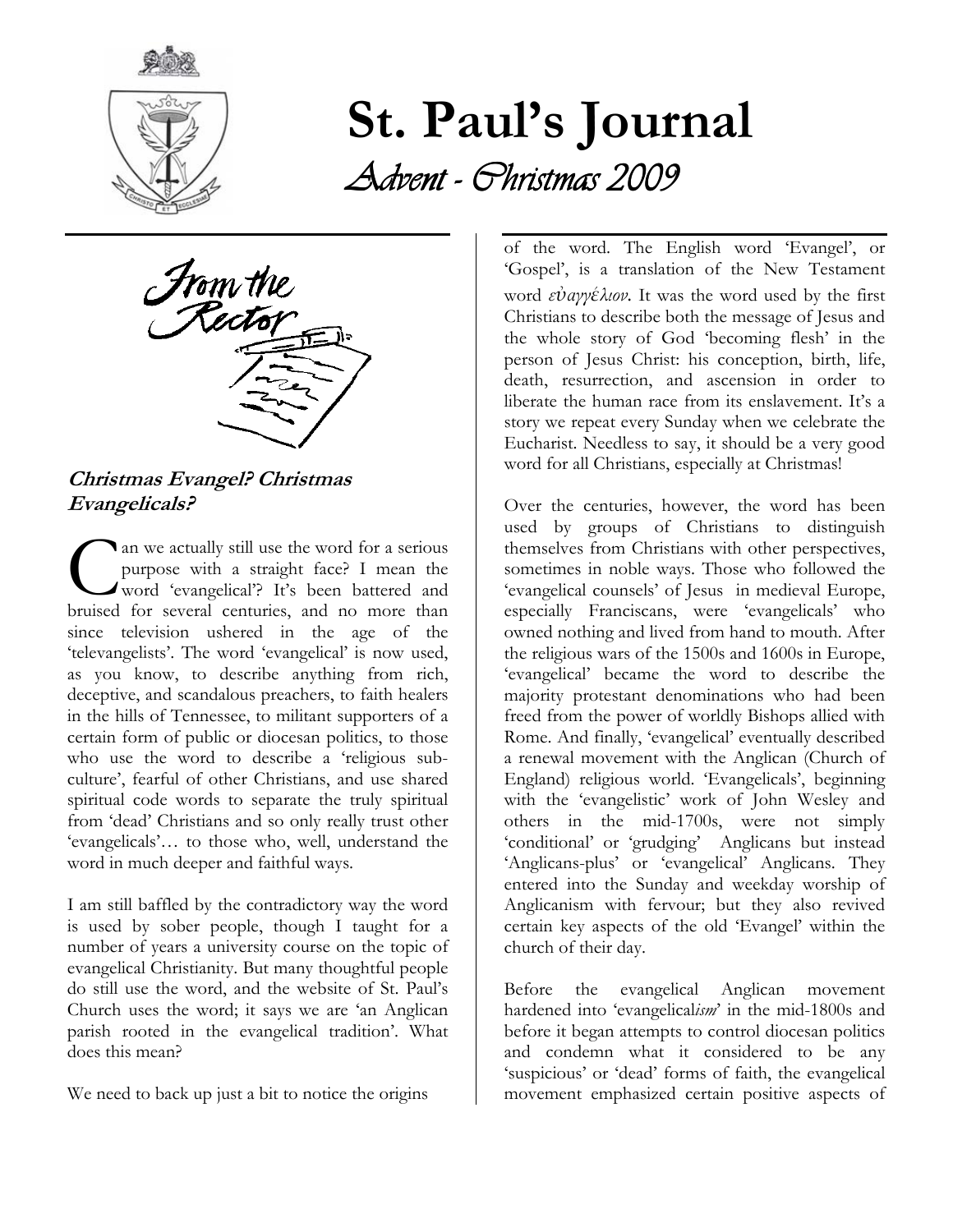# St. Paul's Journal

*Advent - Christmas 2009*

From the Rector

### Christmas Evangel? Christmas Evangelicals?

Can we actually still use the word for a serious purpose with a straight face? I mean the word 'evangelical'? It's been battered and bruised for several centuries, and no more than since television ushered in the age of the 'televangelists'. The word 'evangelical' is now used, as you know, to describe anything from rich, deceptive, and scandalous preachers, to faith healers in the hills of Tennessee, to militant supporters of a certain form of public or diocesan politics, to those who use the word to describe a 'religious sub-culture', fearful of other Christians, and use shared spiritual code words to separate the truly spiritual from 'dead' Christians and so only really trust other 'evangelicals'… to those who, well, understand the word in much deeper and faithful ways.

I am still baffled by the contradictory way the word is used by sober people, though I taught for a number of years a university course on the topic of evangelical Christianity. But many thoughtful people do still use the word, and the website of St. Paul's Church uses the word; it says we are 'an Anglican parish rooted in the evangelical tradition'. What does this mean?

We need to back up just a bit to notice the origins of the word. The English word 'Evangel', or 'Gospel', is a translation of the New Testament word *εὐαγγέλιον*. It was the word used by the first Christians to describe both the message of Jesus and the whole story of God 'becoming flesh' in the person of Jesus Christ: his conception, birth, life, death, resurrection, and ascension in order to liberate the human race from its enslavement. It's a story we repeat every Sunday when we celebrate the Eucharist. Needless to say, it should be a very good word for all Christians, especially at Christmas!

Over the centuries, however, the word has been used by groups of Christians to distinguish themselves from Christians with other perspectives, sometimes in noble ways. Those who followed the 'evangelical counsels' of Jesus in medieval Europe, especially Franciscans, were 'evangelicals' who owned nothing and lived from hand to mouth. After the religious wars of the 1500s and 1600s in Europe, 'evangelical' became the word to describe the majority protestant denominations who had been freed from the power of worldly Bishops allied with Rome. And finally, 'evangelical' eventually described a renewal movement with the Anglican (Church of England) religious world. 'Evangelicals', beginning with the 'evangelistic' work of John Wesley and others in the mid-1700s, were not simply 'conditional' or 'grudging' Anglicans but instead 'Anglicans-plus' or 'evangelical' Anglicans. They entered into the Sunday and weekday worship of Anglicanism with fervour; but they also revived certain key aspects of the old 'Evangel' within the church of their day.

Before the evangelical Anglican movement hardened into 'evangelical*ism*' in the mid-1800s and before it began attempts to control diocesan politics and condemn what it considered to be any 'suspicious' or 'dead' forms of faith, the evangelical movement emphasized certain positive aspects of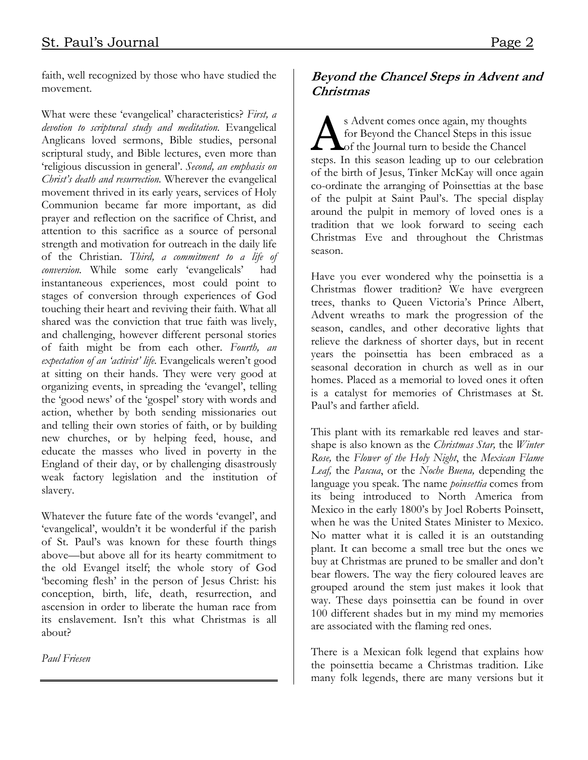faith, well recognized by those who have studied the movement.

What were these 'evangelical' characteristics? *First, a devotion to scriptural study and meditation.* Evangelical Anglicans loved sermons, Bible studies, personal scriptural study, and Bible lectures, even more than 'religious discussion in general'. *Second, an emphasis on Christ's death and resurrection.* Wherever the evangelical movement thrived in its early years, services of Holy Communion became far more important, as did prayer and reflection on the sacrifice of Christ, and attention to this sacrifice as a source of personal strength and motivation for outreach in the daily life of the Christian. *Third, a commitment to a life of conversion.* While some early 'evangelicals' had instantaneous experiences, most could point to stages of conversion through experiences of God touching their heart and reviving their faith. What all shared was the conviction that true faith was lively, and challenging, however different personal stories of faith might be from each other. *Fourth, an expectation of an 'activist' life.* Evangelicals weren't good at sitting on their hands. They were very good at organizing events, in spreading the 'evangel', telling the 'good news' of the 'gospel' story with words and action, whether by both sending missionaries out and telling their own stories of faith, or by building new churches, or by helping feed, house, and educate the masses who lived in poverty in the England of their day, or by challenging disastrously weak factory legislation and the institution of slavery.

Whatever the future fate of the words 'evangel', and 'evangelical', wouldn't it be wonderful if the parish of St. Paul's was known for these fourth things above—but above all for its hearty commitment to the old Evangel itself; the whole story of God 'becoming flesh' in the person of Jesus Christ: his conception, birth, life, death, resurrection, and ascension in order to liberate the human race from its enslavement. Isn't this what Christmas is all about?

*Paul Friesen*

---

## *Beyond the Chancel Steps in Advent and Christmas*

As Advent comes once again, my thoughts for Beyond the Chancel Steps in this issue of the Journal turn to beside the Chancel steps. In this season leading up to our celebration of the birth of Jesus, Tinker McKay will once again co-ordinate the arranging of Poinsettias at the base of the pulpit at Saint Paul's. The special display around the pulpit in memory of loved ones is a tradition that we look forward to seeing each Christmas Eve and throughout the Christmas season.

Have you ever wondered why the poinsettia is a Christmas flower tradition? We have evergreen trees, thanks to Queen Victoria's Prince Albert, Advent wreaths to mark the progression of the season, candles, and other decorative lights that relieve the darkness of shorter days, but in recent years the poinsettia has been embraced as a seasonal decoration in church as well as in our homes. Placed as a memorial to loved ones it often is a catalyst for memories of Christmases at St. Paul's and farther afield.

This plant with its remarkable red leaves and star-shape is also known as the *Christmas Star,* the *Winter Rose,* the *Flower of the Holy Night*, the *Mexican Flame Leaf,* the *Pascua*, or the *Noche Buena,* depending the language you speak. The name *poinsettia* comes from its being introduced to North America from Mexico in the early 1800's by Joel Roberts Poinsett, when he was the United States Minister to Mexico. No matter what it is called it is an outstanding plant. It can become a small tree but the ones we buy at Christmas are pruned to be smaller and don't bear flowers. The way the fiery coloured leaves are grouped around the stem just makes it look that way. These days poinsettia can be found in over 100 different shades but in my mind my memories are associated with the flaming red ones.

There is a Mexican folk legend that explains how the poinsettia became a Christmas tradition. Like many folk legends, there are many versions but it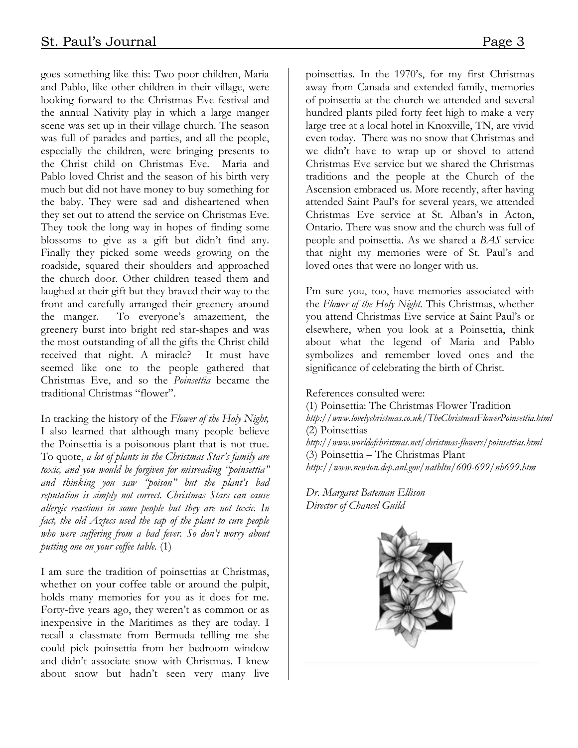goes something like this: Two poor children, Maria and Pablo, like other children in their village, were looking forward to the Christmas Eve festival and the annual Nativity play in which a large manger scene was set up in their village church. The season was full of parades and parties, and all the people, especially the children, were bringing presents to the Christ child on Christmas Eve. Maria and Pablo loved Christ and the season of his birth very much but did not have money to buy something for the baby. They were sad and disheartened when they set out to attend the service on Christmas Eve. They took the long way in hopes of finding some blossoms to give as a gift but didn't find any. Finally they picked some weeds growing on the roadside, squared their shoulders and approached the church door. Other children teased them and laughed at their gift but they braved their way to the front and carefully arranged their greenery around the manger. To everyone's amazement, the greenery burst into bright red star-shapes and was the most outstanding of all the gifts the Christ child received that night. A miracle? It must have seemed like one to the people gathered that Christmas Eve, and so the *Poinsettia* became the traditional Christmas "flower".

In tracking the history of the *Flower of the Holy Night,* I also learned that although many people believe the Poinsettia is a poisonous plant that is not true. To quote, *a lot of plants in the Christmas Star's family are toxic, and you would be forgiven for misreading "poinsettia" and thinking you saw "poison" but the plant's bad reputation is simply not correct. Christmas Stars can cause allergic reactions in some people but they are not toxic. In fact, the old Aztecs used the sap of the plant to cure people who were suffering from a bad fever. So don't worry about putting one on your coffee table.* (1)

I am sure the tradition of poinsettias at Christmas, whether on your coffee table or around the pulpit, holds many memories for you as it does for me. Forty-five years ago, they weren't as common or as inexpensive in the Maritimes as they are today. I recall a classmate from Bermuda tellling me she could pick poinsettia from her bedroom window and didn't associate snow with Christmas. I knew about snow but hadn't seen very many live poinsettias. In the 1970's, for my first Christmas away from Canada and extended family, memories of poinsettia at the church we attended and several hundred plants piled forty feet high to make a very large tree at a local hotel in Knoxville, TN, are vivid even today. There was no snow that Christmas and we didn't have to wrap up or shovel to attend Christmas Eve service but we shared the Christmas traditions and the people at the Church of the Ascension embraced us. More recently, after having attended Saint Paul's for several years, we attended Christmas Eve service at St. Alban's in Acton, Ontario. There was snow and the church was full of people and poinsettia. As we shared a *BAS* service that night my memories were of St. Paul's and loved ones that were no longer with us.

I'm sure you, too, have memories associated with the *Flower of the Holy Night.* This Christmas, whether you attend Christmas Eve service at Saint Paul's or elsewhere, when you look at a Poinsettia, think about what the legend of Maria and Pablo symbolizes and remember loved ones and the significance of celebrating the birth of Christ.

References consulted were:
(1) Poinsettia: The Christmas Flower Tradition
*http://www.lovelychristmas.co.uk/TheChristmasFlowerPoinsettia.html*
(2) Poinsettias
*http://www.worldofchristmas.net/christmas-flowers/poinsettias.html*
(3) Poinsettia – The Christmas Plant
*http://www.newton.dep.anl.gov/natbltn/600-699/nb699.htm*

*Dr. Margaret Bateman Ellison*
*Director of Chancel Guild*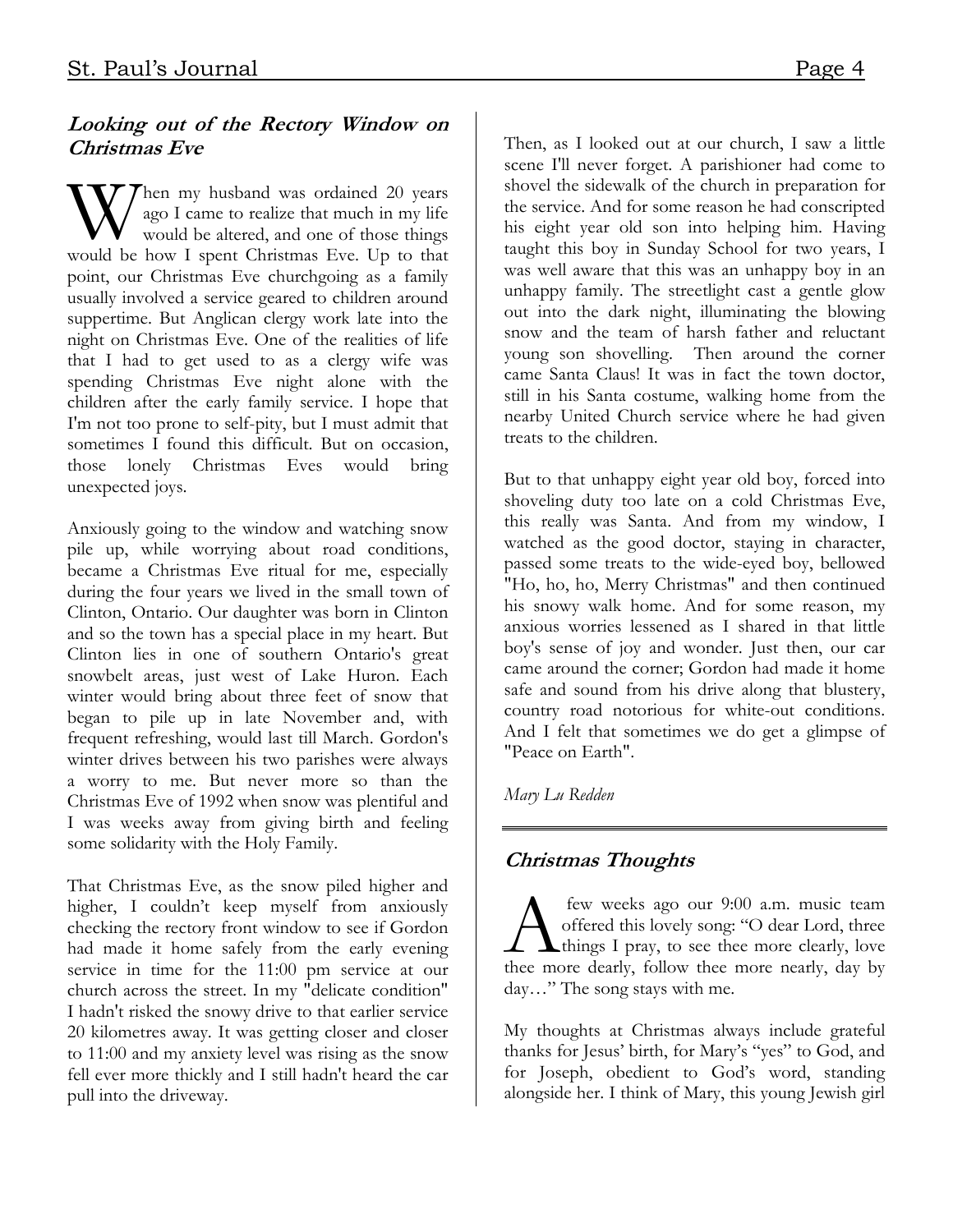### ***Looking out of the Rectory Window on Christmas Eve***

When my husband was ordained 20 years ago I came to realize that much in my life would be altered, and one of those things would be how I spent Christmas Eve. Up to that point, our Christmas Eve churchgoing as a family usually involved a service geared to children around suppertime. But Anglican clergy work late into the night on Christmas Eve. One of the realities of life that I had to get used to as a clergy wife was spending Christmas Eve night alone with the children after the early family service. I hope that I'm not too prone to self-pity, but I must admit that sometimes I found this difficult. But on occasion, those lonely Christmas Eves would bring unexpected joys.

Anxiously going to the window and watching snow pile up, while worrying about road conditions, became a Christmas Eve ritual for me, especially during the four years we lived in the small town of Clinton, Ontario. Our daughter was born in Clinton and so the town has a special place in my heart. But Clinton lies in one of southern Ontario's great snowbelt areas, just west of Lake Huron. Each winter would bring about three feet of snow that began to pile up in late November and, with frequent refreshing, would last till March. Gordon's winter drives between his two parishes were always a worry to me. But never more so than the Christmas Eve of 1992 when snow was plentiful and I was weeks away from giving birth and feeling some solidarity with the Holy Family.

That Christmas Eve, as the snow piled higher and higher, I couldn't keep myself from anxiously checking the rectory front window to see if Gordon had made it home safely from the early evening service in time for the 11:00 pm service at our church across the street. In my "delicate condition" I hadn't risked the snowy drive to that earlier service 20 kilometres away. It was getting closer and closer to 11:00 and my anxiety level was rising as the snow fell ever more thickly and I still hadn't heard the car pull into the driveway.

Then, as I looked out at our church, I saw a little scene I'll never forget. A parishioner had come to shovel the sidewalk of the church in preparation for the service. And for some reason he had conscripted his eight year old son into helping him. Having taught this boy in Sunday School for two years, I was well aware that this was an unhappy boy in an unhappy family. The streetlight cast a gentle glow out into the dark night, illuminating the blowing snow and the team of harsh father and reluctant young son shovelling. Then around the corner came Santa Claus! It was in fact the town doctor, still in his Santa costume, walking home from the nearby United Church service where he had given treats to the children.

But to that unhappy eight year old boy, forced into shoveling duty too late on a cold Christmas Eve, this really was Santa. And from my window, I watched as the good doctor, staying in character, passed some treats to the wide-eyed boy, bellowed "Ho, ho, ho, Merry Christmas" and then continued his snowy walk home. And for some reason, my anxious worries lessened as I shared in that little boy's sense of joy and wonder. Just then, our car came around the corner; Gordon had made it home safe and sound from his drive along that blustery, country road notorious for white-out conditions. And I felt that sometimes we do get a glimpse of "Peace on Earth".

*Mary Lu Redden*

---

### ***Christmas Thoughts***

A few weeks ago our 9:00 a.m. music team offered this lovely song: "O dear Lord, three things I pray, to see thee more clearly, love thee more dearly, follow thee more nearly, day by day…" The song stays with me.

My thoughts at Christmas always include grateful thanks for Jesus' birth, for Mary's "yes" to God, and for Joseph, obedient to God's word, standing alongside her. I think of Mary, this young Jewish girl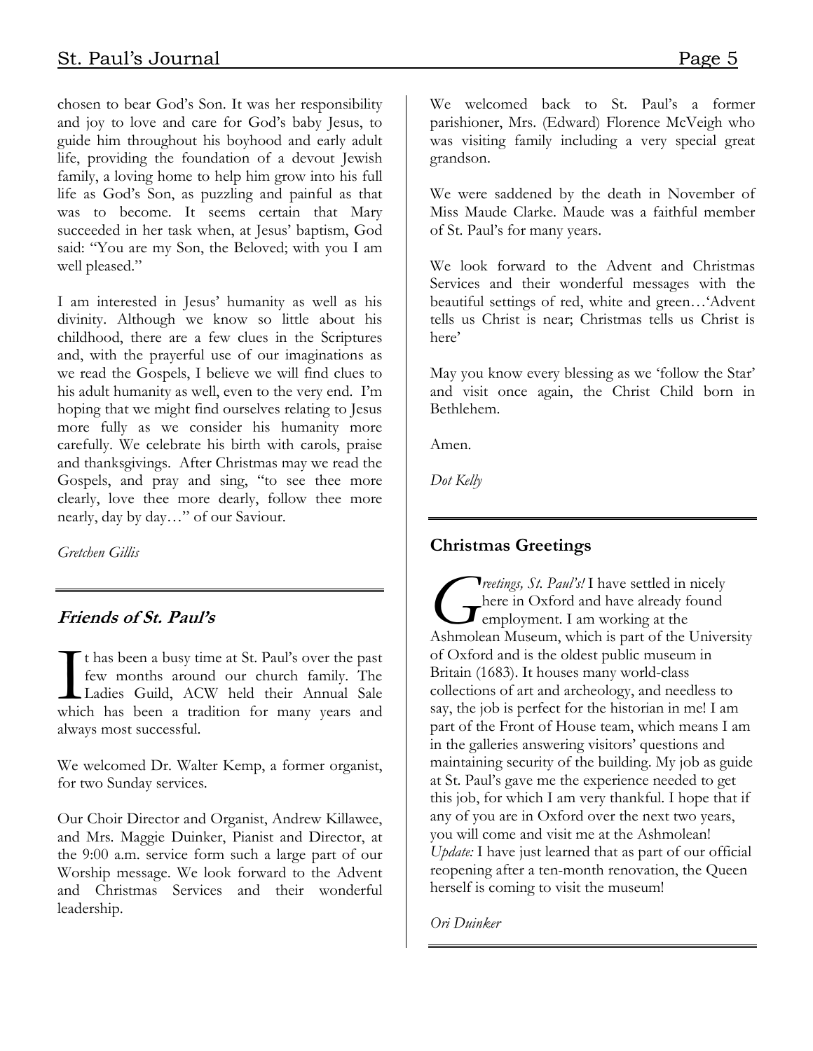chosen to bear God's Son. It was her responsibility and joy to love and care for God's baby Jesus, to guide him throughout his boyhood and early adult life, providing the foundation of a devout Jewish family, a loving home to help him grow into his full life as God's Son, as puzzling and painful as that was to become. It seems certain that Mary succeeded in her task when, at Jesus' baptism, God said: "You are my Son, the Beloved; with you I am well pleased."

I am interested in Jesus' humanity as well as his divinity. Although we know so little about his childhood, there are a few clues in the Scriptures and, with the prayerful use of our imaginations as we read the Gospels, I believe we will find clues to his adult humanity as well, even to the very end. I'm hoping that we might find ourselves relating to Jesus more fully as we consider his humanity more carefully. We celebrate his birth with carols, praise and thanksgivings. After Christmas may we read the Gospels, and pray and sing, "to see thee more clearly, love thee more dearly, follow thee more nearly, day by day…" of our Saviour.

*Gretchen Gillis*

## Friends of St. Paul's

It has been a busy time at St. Paul's over the past few months around our church family. The Ladies Guild, ACW held their Annual Sale which has been a tradition for many years and always most successful.

We welcomed Dr. Walter Kemp, a former organist, for two Sunday services.

Our Choir Director and Organist, Andrew Killawee, and Mrs. Maggie Duinker, Pianist and Director, at the 9:00 a.m. service form such a large part of our Worship message. We look forward to the Advent and Christmas Services and their wonderful leadership.

We welcomed back to St. Paul's a former parishioner, Mrs. (Edward) Florence McVeigh who was visiting family including a very special great grandson.

We were saddened by the death in November of Miss Maude Clarke. Maude was a faithful member of St. Paul's for many years.

We look forward to the Advent and Christmas Services and their wonderful messages with the beautiful settings of red, white and green…'Advent tells us Christ is near; Christmas tells us Christ is here'

May you know every blessing as we 'follow the Star' and visit once again, the Christ Child born in Bethlehem.

Amen.

*Dot Kelly*

## Christmas Greetings

*Greetings, St. Paul's!* I have settled in nicely here in Oxford and have already found employment. I am working at the Ashmolean Museum, which is part of the University of Oxford and is the oldest public museum in Britain (1683). It houses many world-class collections of art and archeology, and needless to say, the job is perfect for the historian in me! I am part of the Front of House team, which means I am in the galleries answering visitors' questions and maintaining security of the building. My job as guide at St. Paul's gave me the experience needed to get this job, for which I am very thankful. I hope that if any of you are in Oxford over the next two years, you will come and visit me at the Ashmolean! *Update:* I have just learned that as part of our official reopening after a ten-month renovation, the Queen herself is coming to visit the museum!

*Ori Duinker*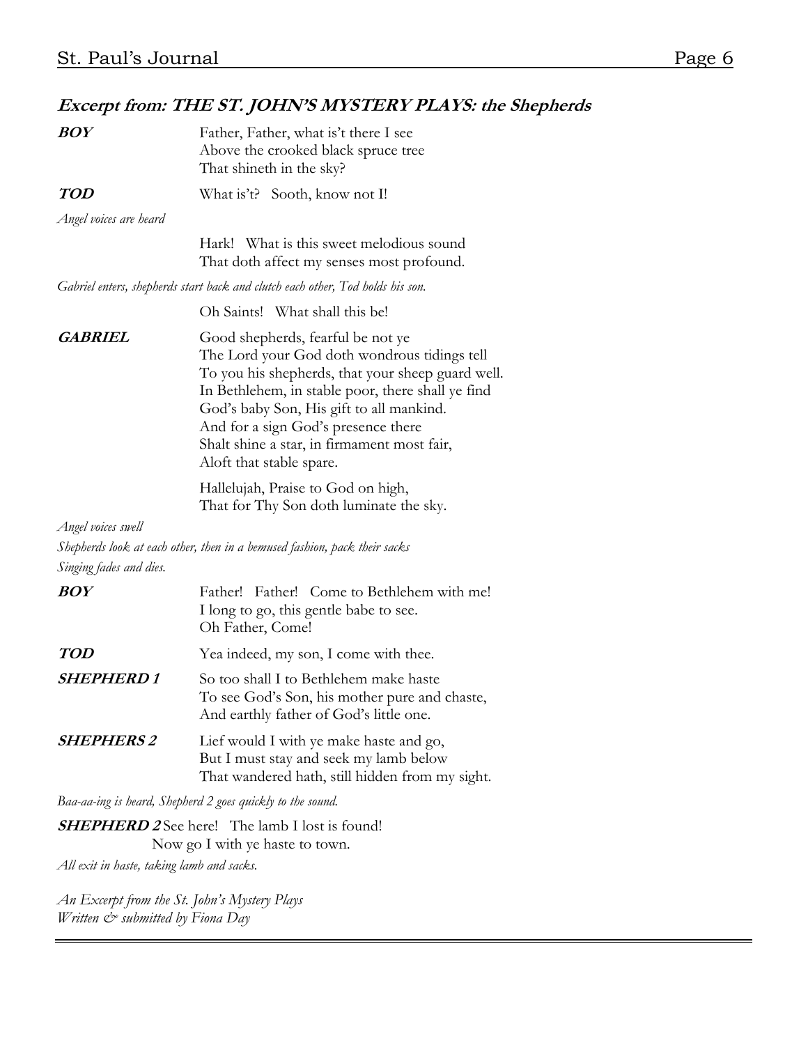## *Excerpt from: THE ST. JOHN'S MYSTERY PLAYS: the Shepherds*

***BOY*** Father, Father, what is't there I see
Above the crooked black spruce tree
That shineth in the sky?

***TOD*** What is't? Sooth, know not I!

*Angel voices are heard*

Hark! What is this sweet melodious sound
That doth affect my senses most profound.

*Gabriel enters, shepherds start back and clutch each other, Tod holds his son.*

Oh Saints! What shall this be!

***GABRIEL*** Good shepherds, fearful be not ye
The Lord your God doth wondrous tidings tell
To you his shepherds, that your sheep guard well.
In Bethlehem, in stable poor, there shall ye find
God's baby Son, His gift to all mankind.
And for a sign God's presence there
Shalt shine a star, in firmament most fair,
Aloft that stable spare.

Hallelujah, Praise to God on high,
That for Thy Son doth luminate the sky.

*Angel voices swell*

*Shepherds look at each other, then in a bemused fashion, pack their sacks*

*Singing fades and dies.*

***BOY*** Father! Father! Come to Bethlehem with me!
I long to go, this gentle babe to see.
Oh Father, Come!

***TOD*** Yea indeed, my son, I come with thee.

***SHEPHERD 1*** So too shall I to Bethlehem make haste
To see God's Son, his mother pure and chaste,
And earthly father of God's little one.

***SHEPHERS 2*** Lief would I with ye make haste and go,
But I must stay and seek my lamb below
That wandered hath, still hidden from my sight.

*Baa-aa-ing is heard, Shepherd 2 goes quickly to the sound.*

***SHEPHERD 2*** See here! The lamb I lost is found!
Now go I with ye haste to town.

*All exit in haste, taking lamb and sacks.*

*An Excerpt from the St. John's Mystery Plays*
*Written & submitted by Fiona Day*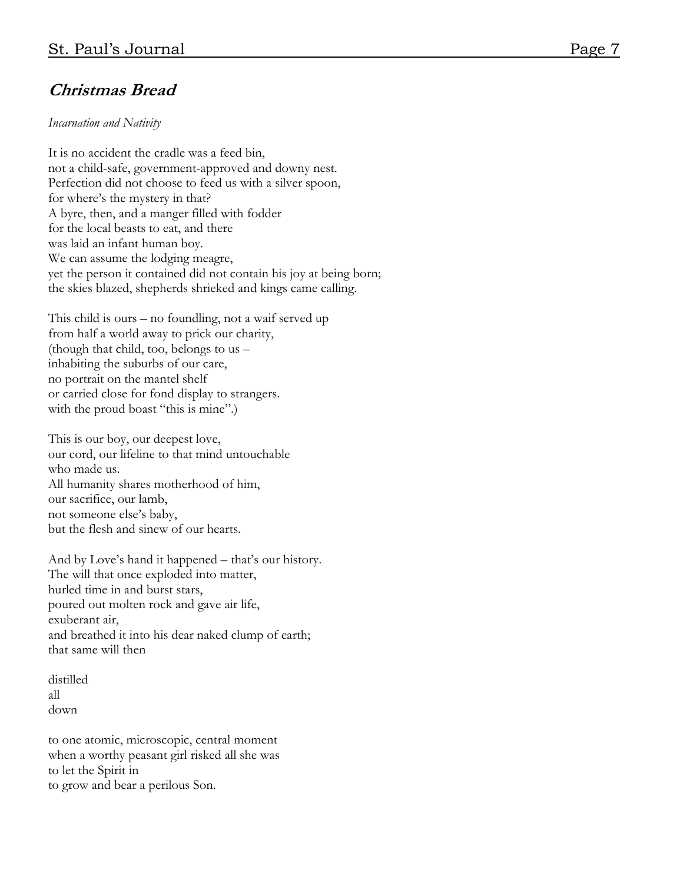## ***Christmas Bread***

*Incarnation and Nativity*

It is no accident the cradle was a feed bin,  
not a child-safe, government-approved and downy nest.  
Perfection did not choose to feed us with a silver spoon,  
for where's the mystery in that?  
A byre, then, and a manger filled with fodder  
for the local beasts to eat, and there  
was laid an infant human boy.  
We can assume the lodging meagre,  
yet the person it contained did not contain his joy at being born;  
the skies blazed, shepherds shrieked and kings came calling.

This child is ours – no foundling, not a waif served up  
from half a world away to prick our charity,  
(though that child, too, belongs to us –  
inhabiting the suburbs of our care,  
no portrait on the mantel shelf  
or carried close for fond display to strangers.  
with the proud boast "this is mine".)

This is our boy, our deepest love,  
our cord, our lifeline to that mind untouchable  
who made us.  
All humanity shares motherhood of him,  
our sacrifice, our lamb,  
not someone else's baby,  
but the flesh and sinew of our hearts.

And by Love's hand it happened – that's our history.  
The will that once exploded into matter,  
hurled time in and burst stars,  
poured out molten rock and gave air life,  
exuberant air,  
and breathed it into his dear naked clump of earth;  
that same will then

distilled  
all  
down

to one atomic, microscopic, central moment  
when a worthy peasant girl risked all she was  
to let the Spirit in  
to grow and bear a perilous Son.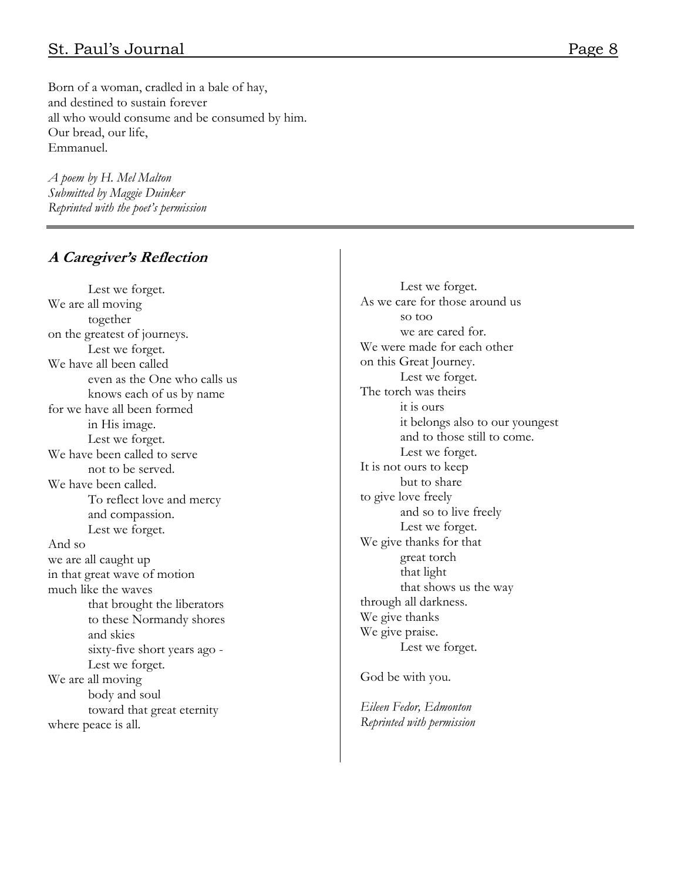Born of a woman, cradled in a bale of hay,
and destined to sustain forever
all who would consume and be consumed by him.
Our bread, our life,
Emmanuel.

*A poem by H. Mel Malton*
*Submitted by Maggie Duinker*
*Reprinted with the poet's permission*

---

## *A Caregiver's Reflection*

Lest we forget.
We are all moving
together
on the greatest of journeys.
Lest we forget.
We have all been called
even as the One who calls us
knows each of us by name
for we have all been formed
in His image.
Lest we forget.
We have been called to serve
not to be served.
We have been called.
To reflect love and mercy
and compassion.
Lest we forget.
And so
we are all caught up
in that great wave of motion
much like the waves
that brought the liberators
to these Normandy shores
and skies
sixty-five short years ago -
Lest we forget.
We are all moving
body and soul
toward that great eternity
where peace is all.

Lest we forget.
As we care for those around us
so too
we are cared for.
We were made for each other
on this Great Journey.
Lest we forget.
The torch was theirs
it is ours
it belongs also to our youngest
and to those still to come.
Lest we forget.
It is not ours to keep
but to share
to give love freely
and so to live freely
Lest we forget.
We give thanks for that
great torch
that light
that shows us the way
through all darkness.
We give thanks
We give praise.
Lest we forget.

God be with you.

*Eileen Fedor, Edmonton*
*Reprinted with permission*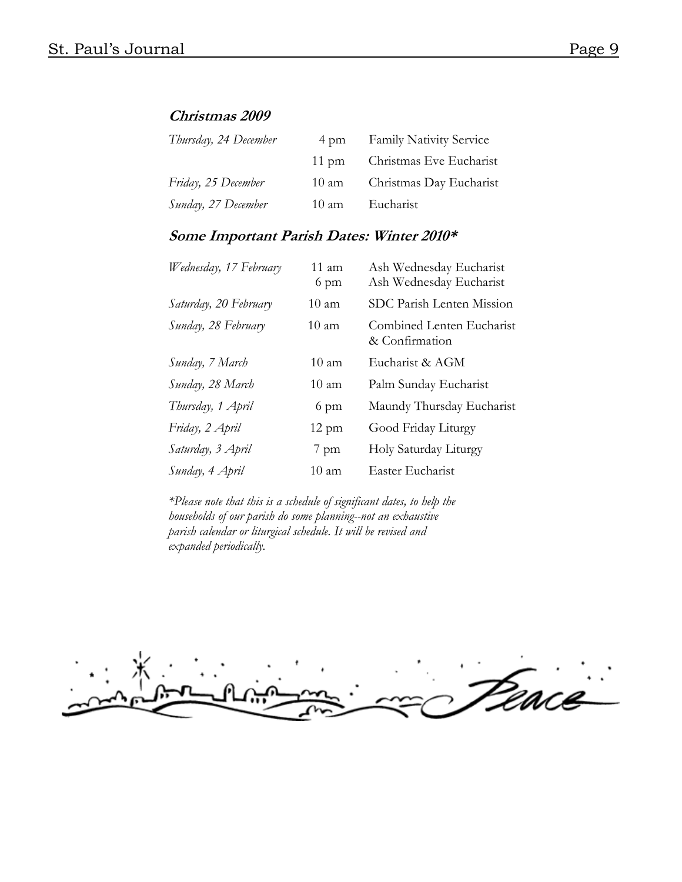### *Christmas 2009*

| | | |
|---|---|---|
| *Thursday, 24 December* | 4 pm | Family Nativity Service |
| | 11 pm | Christmas Eve Eucharist |
| *Friday, 25 December* | 10 am | Christmas Day Eucharist |
| *Sunday, 27 December* | 10 am | Eucharist |

### *Some Important Parish Dates: Winter 2010**

| | | |
|---|---|---|
| *Wednesday, 17 February* | 11 am<br>6 pm | Ash Wednesday Eucharist<br>Ash Wednesday Eucharist |
| *Saturday, 20 February* | 10 am | SDC Parish Lenten Mission |
| *Sunday, 28 February* | 10 am | Combined Lenten Eucharist & Confirmation |
| *Sunday, 7 March* | 10 am | Eucharist & AGM |
| *Sunday, 28 March* | 10 am | Palm Sunday Eucharist |
| *Thursday, 1 April* | 6 pm | Maundy Thursday Eucharist |
| *Friday, 2 April* | 12 pm | Good Friday Liturgy |
| *Saturday, 3 April* | 7 pm | Holy Saturday Liturgy |
| *Sunday, 4 April* | 10 am | Easter Eucharist |

**Please note that this is a schedule of significant dates, to help the households of our parish do some planning--not an exhaustive parish calendar or liturgical schedule. It will be revised and expanded periodically.*

Peace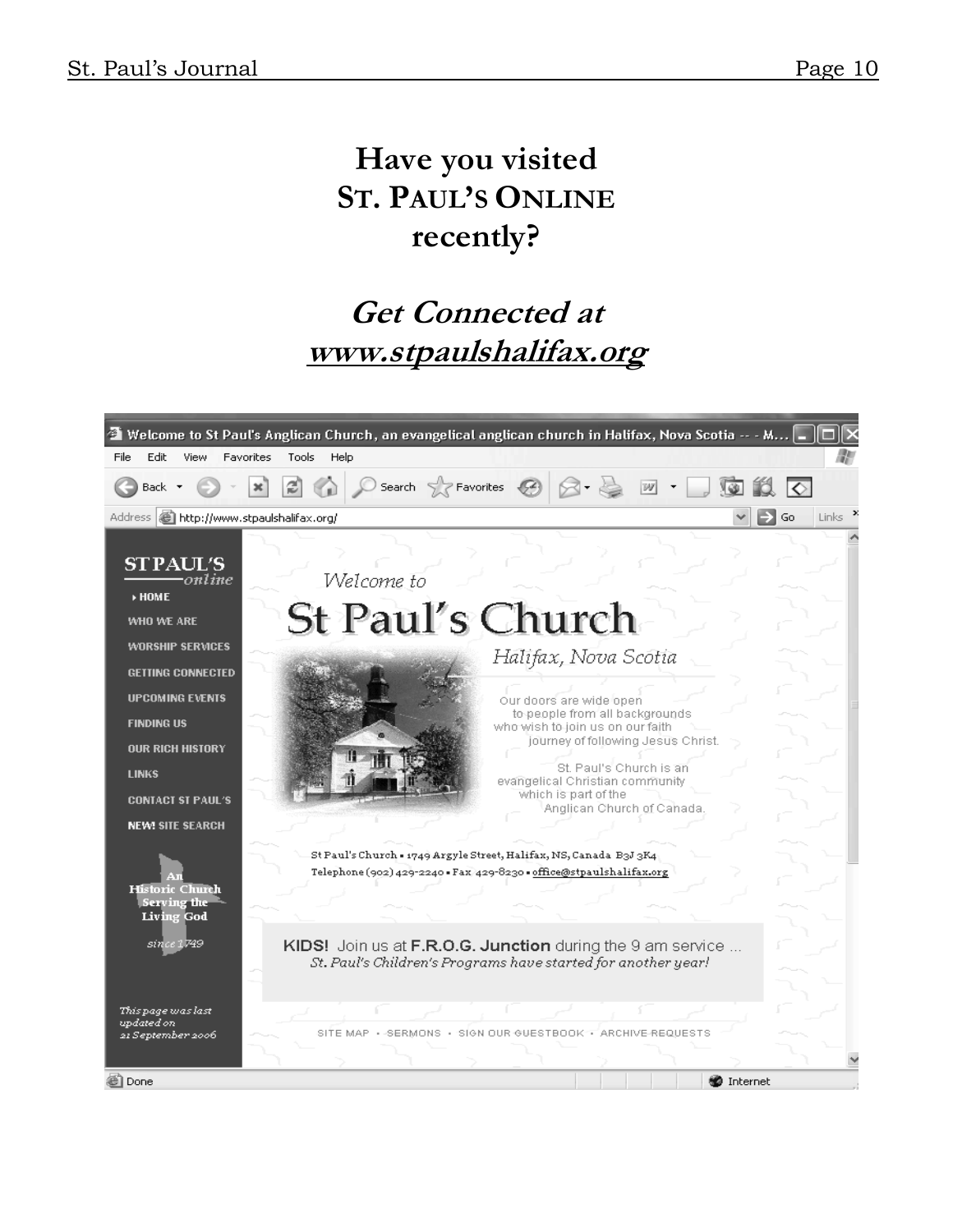# Have you visited ST. PAUL'S ONLINE recently?

## *Get Connected at* ***www.stpaulshalifax.org***

Welcome to St Paul's Anglican Church, an evangelical anglican church in Halifax, Nova Scotia

http://www.stpaulshalifax.org/

ST PAUL'S *online*

- HOME
- WHO WE ARE
- WORSHIP SERVICES
- GETTING CONNECTED
- UPCOMING EVENTS
- FINDING US
- OUR RICH HISTORY
- LINKS
- CONTACT ST PAUL'S
- NEW! SITE SEARCH

An Historic Church Serving the Living God

*since 1749*

*This page was last updated on 21 September 2006*

*Welcome to*

St Paul's Church

*Halifax, Nova Scotia*

Our doors are wide open to people from all backgrounds who wish to join us on our faith journey of following Jesus Christ.

St. Paul's Church is an evangelical Christian community which is part of the Anglican Church of Canada.

St Paul's Church • 1749 Argyle Street, Halifax, NS, Canada B3J 3K4
Telephone (902) 429-2240 • Fax 429-8230 • office@stpaulshalifax.org

**KIDS!** Join us at **F.R.O.G. Junction** during the 9 am service ...
*St. Paul's Children's Programs have started for another year!*

SITE MAP • SERMONS • SIGN OUR GUESTBOOK • ARCHIVE REQUESTS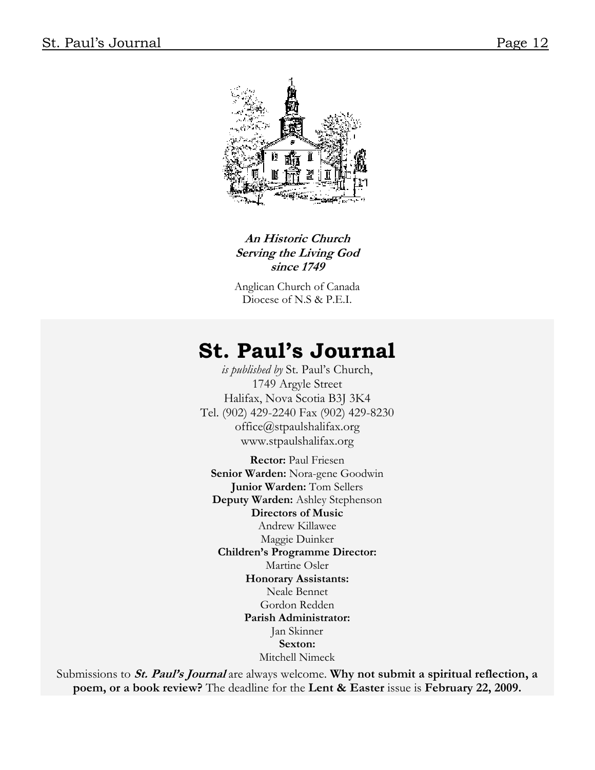***An Historic Church***
***Serving the Living God***
***since 1749***

Anglican Church of Canada
Diocese of N.S & P.E.I.

# St. Paul's Journal

*is published by* St. Paul's Church,
1749 Argyle Street
Halifax, Nova Scotia B3J 3K4
Tel. (902) 429-2240 Fax (902) 429-8230
office@stpaulshalifax.org
www.stpaulshalifax.org

**Rector:** Paul Friesen
**Senior Warden:** Nora-gene Goodwin
**Junior Warden:** Tom Sellers
**Deputy Warden:** Ashley Stephenson
**Directors of Music**
Andrew Killawee
Maggie Duinker
**Children's Programme Director:**
Martine Osler
**Honorary Assistants:**
Neale Bennet
Gordon Redden
**Parish Administrator:**
Jan Skinner
**Sexton:**
Mitchell Nimeck

Submissions to ***St. Paul's Journal*** are always welcome. **Why not submit a spiritual reflection, a poem, or a book review?** The deadline for the **Lent & Easter** issue is **February 22, 2009.**